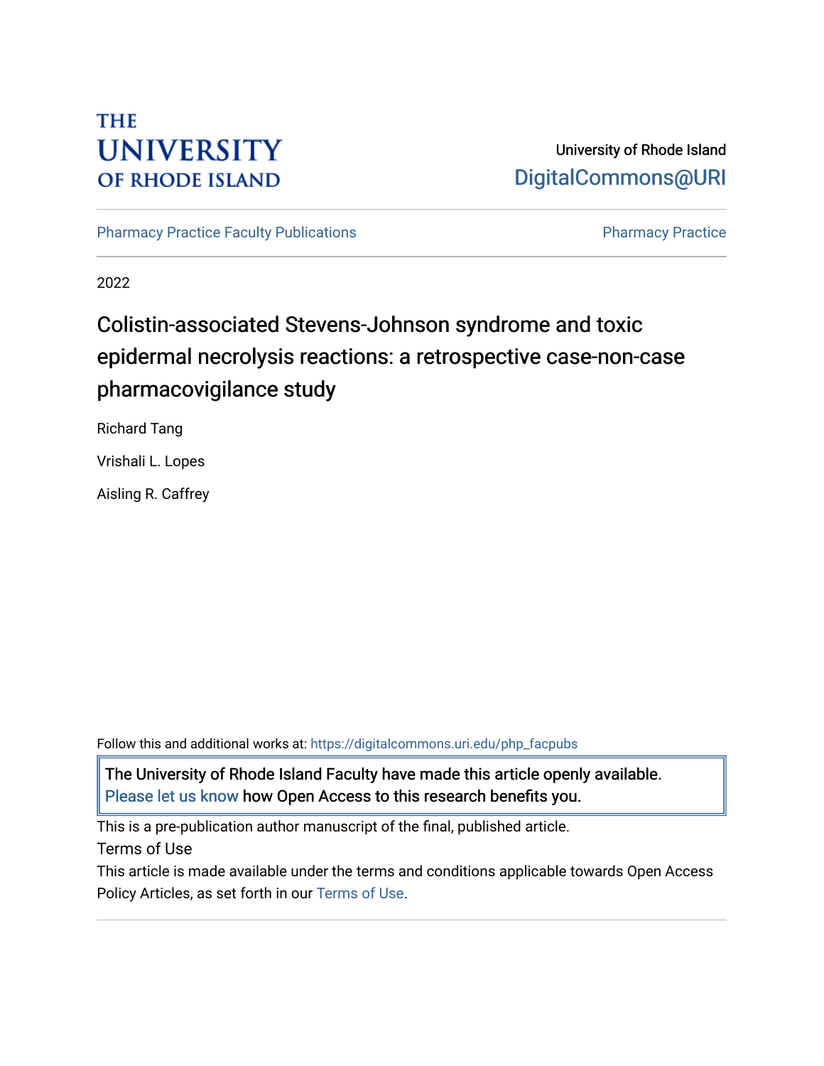THE UNIVERSITY OF RHODE ISLAND

University of Rhode Island
DigitalCommons@URI

Pharmacy Practice Faculty Publications | Pharmacy Practice

2022

# Colistin-associated Stevens-Johnson syndrome and toxic epidermal necrolysis reactions: a retrospective case-non-case pharmacovigilance study

Richard Tang

Vrishali L. Lopes

Aisling R. Caffrey

Follow this and additional works at: https://digitalcommons.uri.edu/php_facpubs

The University of Rhode Island Faculty have made this article openly available.
Please let us know how Open Access to this research benefits you.

This is a pre-publication author manuscript of the final, published article.

Terms of Use

This article is made available under the terms and conditions applicable towards Open Access Policy Articles, as set forth in our Terms of Use.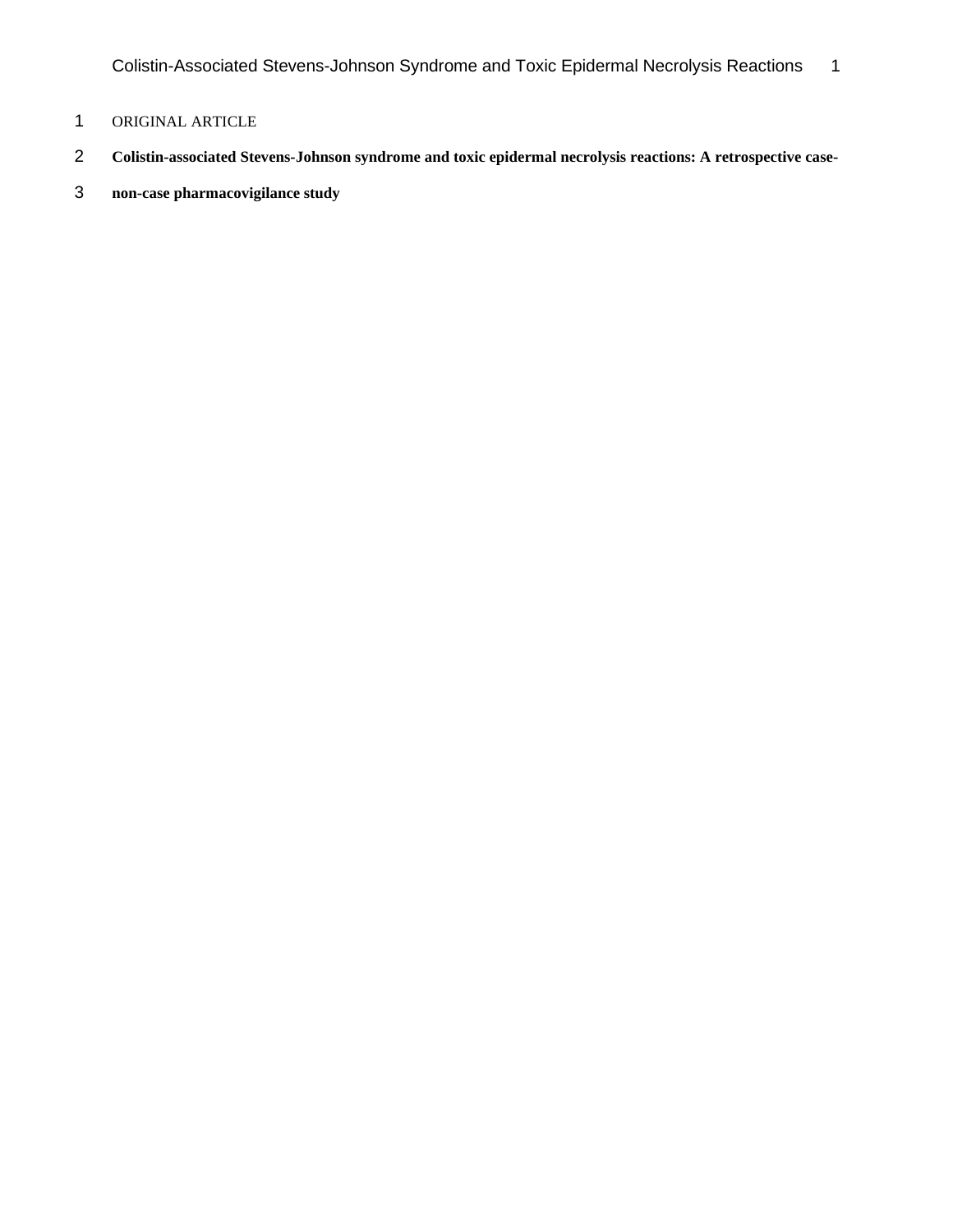ORIGINAL ARTICLE

**Colistin-associated Stevens-Johnson syndrome and toxic epidermal necrolysis reactions: A retrospective case-non-case pharmacovigilance study**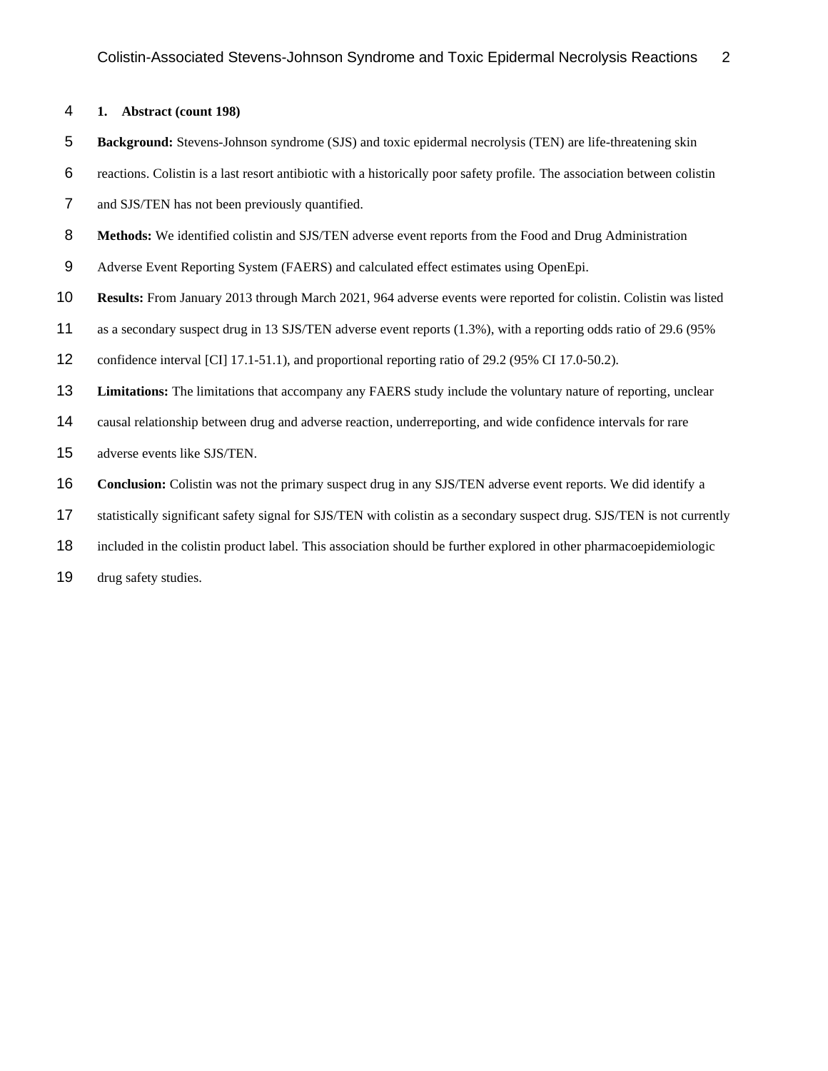## 1. Abstract (count 198)

**Background:** Stevens-Johnson syndrome (SJS) and toxic epidermal necrolysis (TEN) are life-threatening skin reactions. Colistin is a last resort antibiotic with a historically poor safety profile. The association between colistin and SJS/TEN has not been previously quantified.

**Methods:** We identified colistin and SJS/TEN adverse event reports from the Food and Drug Administration Adverse Event Reporting System (FAERS) and calculated effect estimates using OpenEpi.

**Results:** From January 2013 through March 2021, 964 adverse events were reported for colistin. Colistin was listed as a secondary suspect drug in 13 SJS/TEN adverse event reports (1.3%), with a reporting odds ratio of 29.6 (95% confidence interval [CI] 17.1-51.1), and proportional reporting ratio of 29.2 (95% CI 17.0-50.2).

**Limitations:** The limitations that accompany any FAERS study include the voluntary nature of reporting, unclear causal relationship between drug and adverse reaction, underreporting, and wide confidence intervals for rare adverse events like SJS/TEN.

**Conclusion:** Colistin was not the primary suspect drug in any SJS/TEN adverse event reports. We did identify a statistically significant safety signal for SJS/TEN with colistin as a secondary suspect drug. SJS/TEN is not currently included in the colistin product label. This association should be further explored in other pharmacoepidemiologic drug safety studies.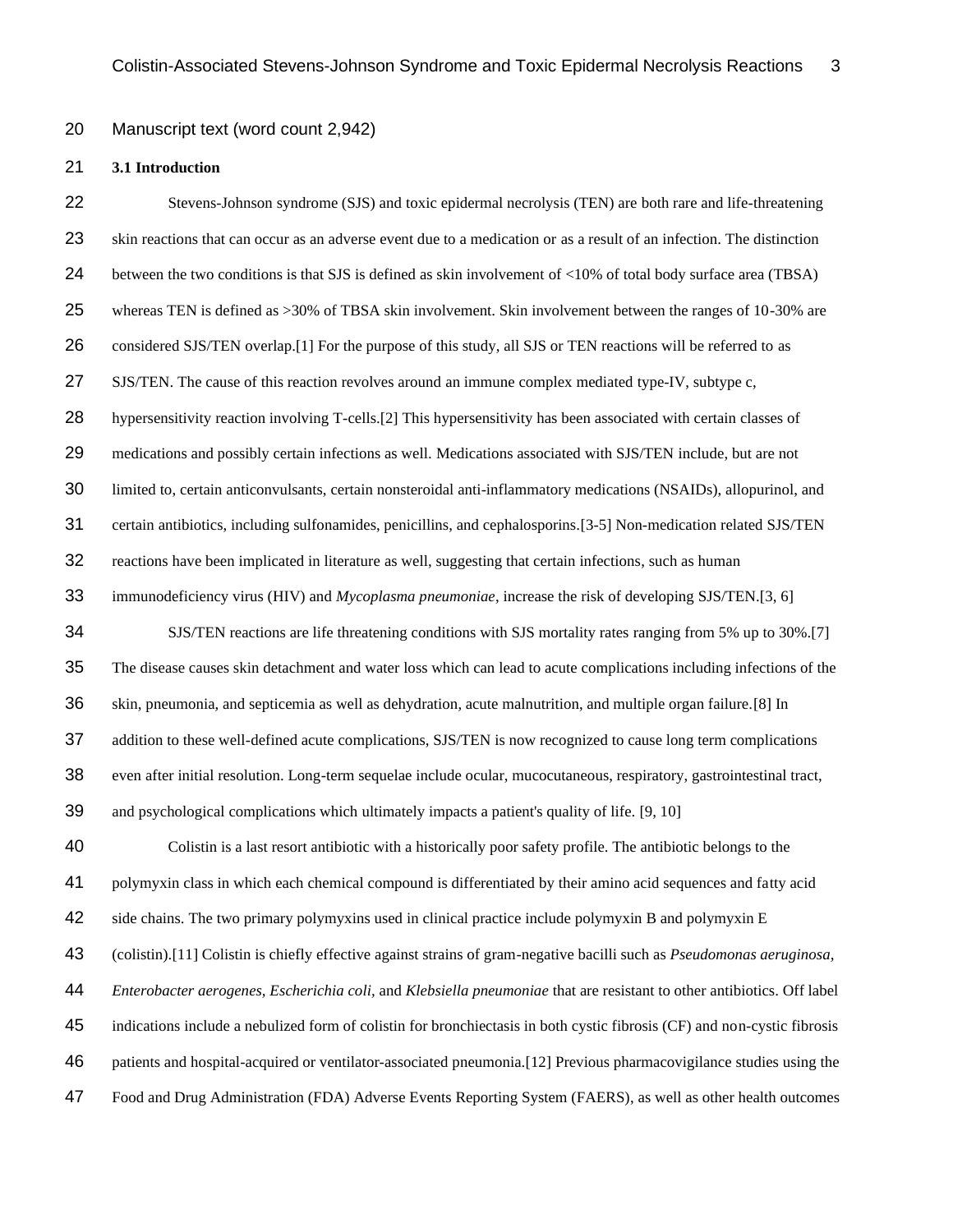Manuscript text (word count 2,942)

### 3.1 Introduction

Stevens-Johnson syndrome (SJS) and toxic epidermal necrolysis (TEN) are both rare and life-threatening skin reactions that can occur as an adverse event due to a medication or as a result of an infection. The distinction between the two conditions is that SJS is defined as skin involvement of <10% of total body surface area (TBSA) whereas TEN is defined as >30% of TBSA skin involvement. Skin involvement between the ranges of 10-30% are considered SJS/TEN overlap.[1] For the purpose of this study, all SJS or TEN reactions will be referred to as SJS/TEN. The cause of this reaction revolves around an immune complex mediated type-IV, subtype c, hypersensitivity reaction involving T-cells.[2] This hypersensitivity has been associated with certain classes of medications and possibly certain infections as well. Medications associated with SJS/TEN include, but are not limited to, certain anticonvulsants, certain nonsteroidal anti-inflammatory medications (NSAIDs), allopurinol, and certain antibiotics, including sulfonamides, penicillins, and cephalosporins.[3-5] Non-medication related SJS/TEN reactions have been implicated in literature as well, suggesting that certain infections, such as human immunodeficiency virus (HIV) and *Mycoplasma pneumoniae*, increase the risk of developing SJS/TEN.[3, 6]

SJS/TEN reactions are life threatening conditions with SJS mortality rates ranging from 5% up to 30%.[7] The disease causes skin detachment and water loss which can lead to acute complications including infections of the skin, pneumonia, and septicemia as well as dehydration, acute malnutrition, and multiple organ failure.[8] In addition to these well-defined acute complications, SJS/TEN is now recognized to cause long term complications even after initial resolution. Long-term sequelae include ocular, mucocutaneous, respiratory, gastrointestinal tract, and psychological complications which ultimately impacts a patient's quality of life. [9, 10]

Colistin is a last resort antibiotic with a historically poor safety profile. The antibiotic belongs to the polymyxin class in which each chemical compound is differentiated by their amino acid sequences and fatty acid side chains. The two primary polymyxins used in clinical practice include polymyxin B and polymyxin E (colistin).[11] Colistin is chiefly effective against strains of gram-negative bacilli such as *Pseudomonas aeruginosa, Enterobacter aerogenes, Escherichia coli,* and *Klebsiella pneumoniae* that are resistant to other antibiotics. Off label indications include a nebulized form of colistin for bronchiectasis in both cystic fibrosis (CF) and non-cystic fibrosis patients and hospital-acquired or ventilator-associated pneumonia.[12] Previous pharmacovigilance studies using the Food and Drug Administration (FDA) Adverse Events Reporting System (FAERS), as well as other health outcomes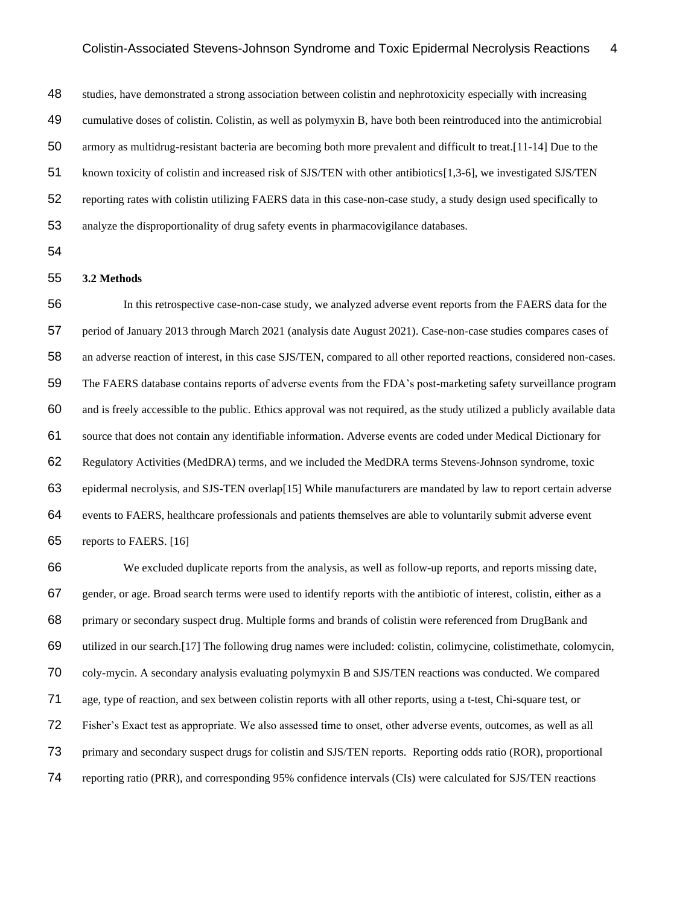studies, have demonstrated a strong association between colistin and nephrotoxicity especially with increasing cumulative doses of colistin. Colistin, as well as polymyxin B, have both been reintroduced into the antimicrobial armory as multidrug-resistant bacteria are becoming both more prevalent and difficult to treat.[11-14] Due to the known toxicity of colistin and increased risk of SJS/TEN with other antibiotics[1,3-6], we investigated SJS/TEN reporting rates with colistin utilizing FAERS data in this case-non-case study, a study design used specifically to analyze the disproportionality of drug safety events in pharmacovigilance databases.

**3.2 Methods**

In this retrospective case-non-case study, we analyzed adverse event reports from the FAERS data for the period of January 2013 through March 2021 (analysis date August 2021). Case-non-case studies compares cases of an adverse reaction of interest, in this case SJS/TEN, compared to all other reported reactions, considered non-cases. The FAERS database contains reports of adverse events from the FDA's post-marketing safety surveillance program and is freely accessible to the public. Ethics approval was not required, as the study utilized a publicly available data source that does not contain any identifiable information. Adverse events are coded under Medical Dictionary for Regulatory Activities (MedDRA) terms, and we included the MedDRA terms Stevens-Johnson syndrome, toxic epidermal necrolysis, and SJS-TEN overlap[15] While manufacturers are mandated by law to report certain adverse events to FAERS, healthcare professionals and patients themselves are able to voluntarily submit adverse event reports to FAERS. [16]

We excluded duplicate reports from the analysis, as well as follow-up reports, and reports missing date, gender, or age. Broad search terms were used to identify reports with the antibiotic of interest, colistin, either as a primary or secondary suspect drug. Multiple forms and brands of colistin were referenced from DrugBank and utilized in our search.[17] The following drug names were included: colistin, colimycine, colistimethate, colomycin, coly-mycin. A secondary analysis evaluating polymyxin B and SJS/TEN reactions was conducted. We compared age, type of reaction, and sex between colistin reports with all other reports, using a t-test, Chi-square test, or Fisher's Exact test as appropriate. We also assessed time to onset, other adverse events, outcomes, as well as all primary and secondary suspect drugs for colistin and SJS/TEN reports. Reporting odds ratio (ROR), proportional reporting ratio (PRR), and corresponding 95% confidence intervals (CIs) were calculated for SJS/TEN reactions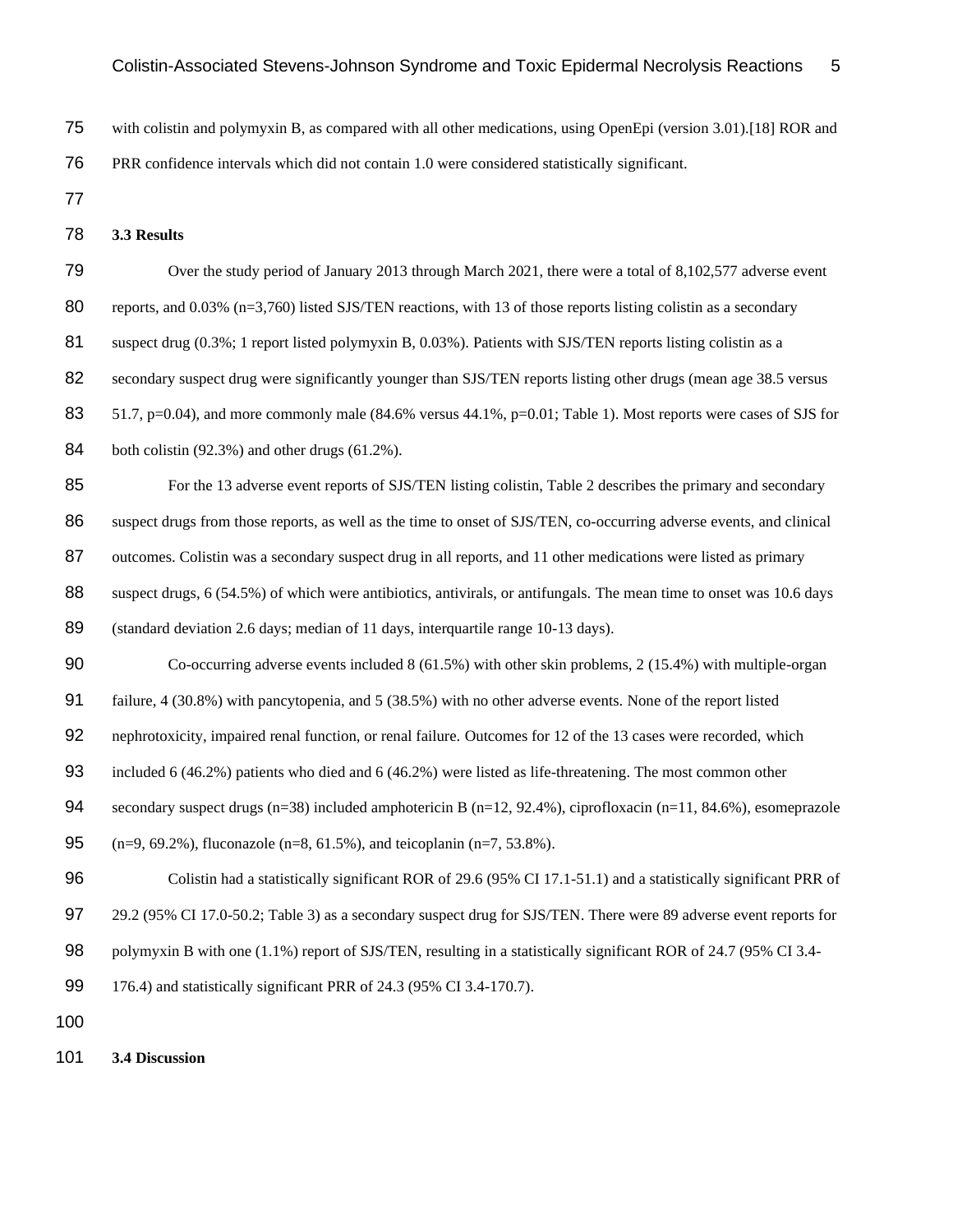with colistin and polymyxin B, as compared with all other medications, using OpenEpi (version 3.01).[18] ROR and PRR confidence intervals which did not contain 1.0 were considered statistically significant.

### 3.3 Results

Over the study period of January 2013 through March 2021, there were a total of 8,102,577 adverse event reports, and 0.03% (n=3,760) listed SJS/TEN reactions, with 13 of those reports listing colistin as a secondary suspect drug (0.3%; 1 report listed polymyxin B, 0.03%). Patients with SJS/TEN reports listing colistin as a secondary suspect drug were significantly younger than SJS/TEN reports listing other drugs (mean age 38.5 versus 51.7, p=0.04), and more commonly male (84.6% versus 44.1%, p=0.01; Table 1). Most reports were cases of SJS for both colistin (92.3%) and other drugs (61.2%).

For the 13 adverse event reports of SJS/TEN listing colistin, Table 2 describes the primary and secondary suspect drugs from those reports, as well as the time to onset of SJS/TEN, co-occurring adverse events, and clinical outcomes. Colistin was a secondary suspect drug in all reports, and 11 other medications were listed as primary suspect drugs, 6 (54.5%) of which were antibiotics, antivirals, or antifungals. The mean time to onset was 10.6 days (standard deviation 2.6 days; median of 11 days, interquartile range 10-13 days).

Co-occurring adverse events included 8 (61.5%) with other skin problems, 2 (15.4%) with multiple-organ failure, 4 (30.8%) with pancytopenia, and 5 (38.5%) with no other adverse events. None of the report listed nephrotoxicity, impaired renal function, or renal failure. Outcomes for 12 of the 13 cases were recorded, which included 6 (46.2%) patients who died and 6 (46.2%) were listed as life-threatening. The most common other secondary suspect drugs (n=38) included amphotericin B (n=12, 92.4%), ciprofloxacin (n=11, 84.6%), esomeprazole (n=9, 69.2%), fluconazole (n=8, 61.5%), and teicoplanin (n=7, 53.8%).

Colistin had a statistically significant ROR of 29.6 (95% CI 17.1-51.1) and a statistically significant PRR of 29.2 (95% CI 17.0-50.2; Table 3) as a secondary suspect drug for SJS/TEN. There were 89 adverse event reports for polymyxin B with one (1.1%) report of SJS/TEN, resulting in a statistically significant ROR of 24.7 (95% CI 3.4-176.4) and statistically significant PRR of 24.3 (95% CI 3.4-170.7).

### 3.4 Discussion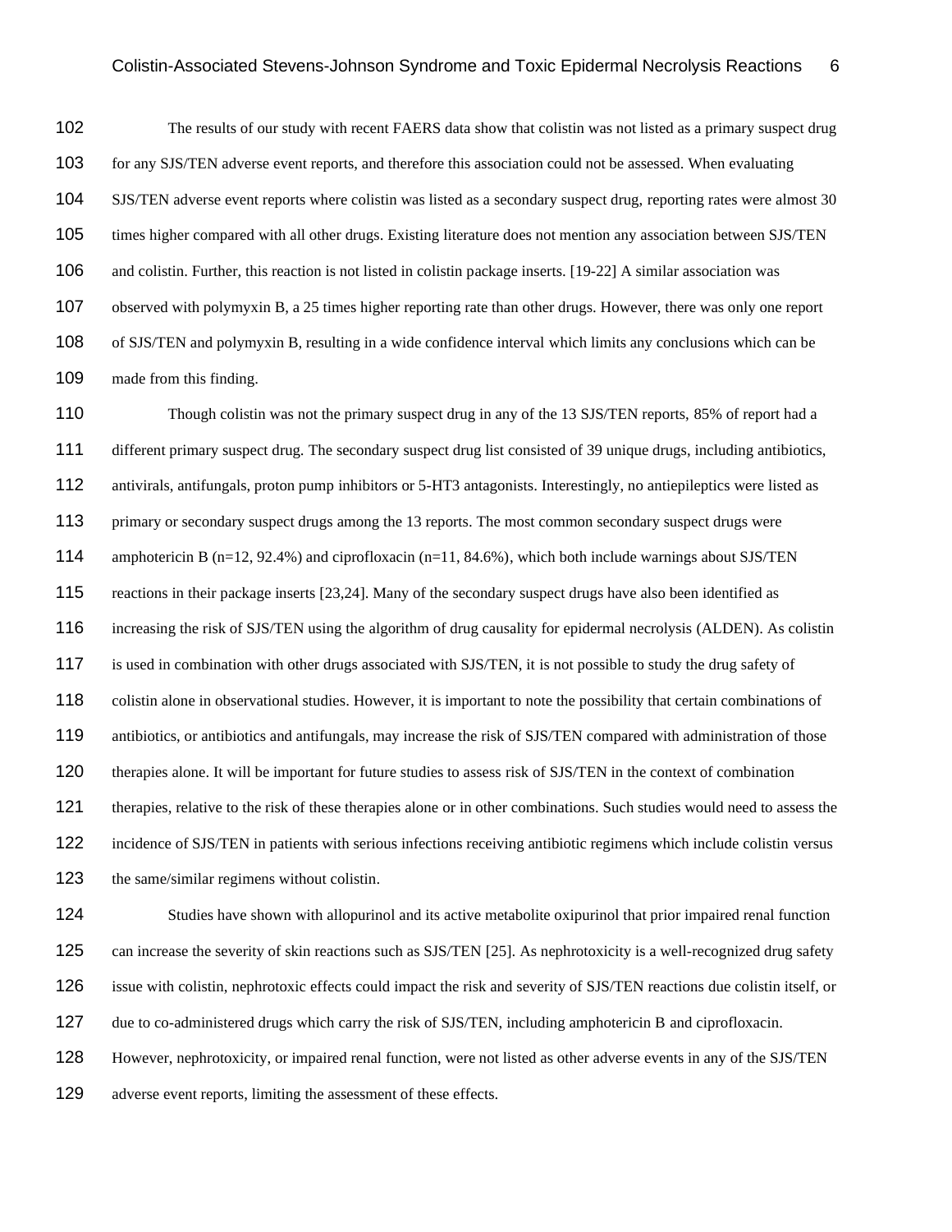The results of our study with recent FAERS data show that colistin was not listed as a primary suspect drug for any SJS/TEN adverse event reports, and therefore this association could not be assessed. When evaluating SJS/TEN adverse event reports where colistin was listed as a secondary suspect drug, reporting rates were almost 30 times higher compared with all other drugs. Existing literature does not mention any association between SJS/TEN and colistin. Further, this reaction is not listed in colistin package inserts. [19-22] A similar association was observed with polymyxin B, a 25 times higher reporting rate than other drugs. However, there was only one report of SJS/TEN and polymyxin B, resulting in a wide confidence interval which limits any conclusions which can be made from this finding.

Though colistin was not the primary suspect drug in any of the 13 SJS/TEN reports, 85% of report had a different primary suspect drug. The secondary suspect drug list consisted of 39 unique drugs, including antibiotics, antivirals, antifungals, proton pump inhibitors or 5-HT3 antagonists. Interestingly, no antiepileptics were listed as primary or secondary suspect drugs among the 13 reports. The most common secondary suspect drugs were amphotericin B (n=12, 92.4%) and ciprofloxacin (n=11, 84.6%), which both include warnings about SJS/TEN reactions in their package inserts [23,24]. Many of the secondary suspect drugs have also been identified as increasing the risk of SJS/TEN using the algorithm of drug causality for epidermal necrolysis (ALDEN). As colistin is used in combination with other drugs associated with SJS/TEN, it is not possible to study the drug safety of colistin alone in observational studies. However, it is important to note the possibility that certain combinations of antibiotics, or antibiotics and antifungals, may increase the risk of SJS/TEN compared with administration of those therapies alone. It will be important for future studies to assess risk of SJS/TEN in the context of combination therapies, relative to the risk of these therapies alone or in other combinations. Such studies would need to assess the incidence of SJS/TEN in patients with serious infections receiving antibiotic regimens which include colistin versus the same/similar regimens without colistin.

Studies have shown with allopurinol and its active metabolite oxipurinol that prior impaired renal function can increase the severity of skin reactions such as SJS/TEN [25]. As nephrotoxicity is a well-recognized drug safety issue with colistin, nephrotoxic effects could impact the risk and severity of SJS/TEN reactions due colistin itself, or due to co-administered drugs which carry the risk of SJS/TEN, including amphotericin B and ciprofloxacin. However, nephrotoxicity, or impaired renal function, were not listed as other adverse events in any of the SJS/TEN adverse event reports, limiting the assessment of these effects.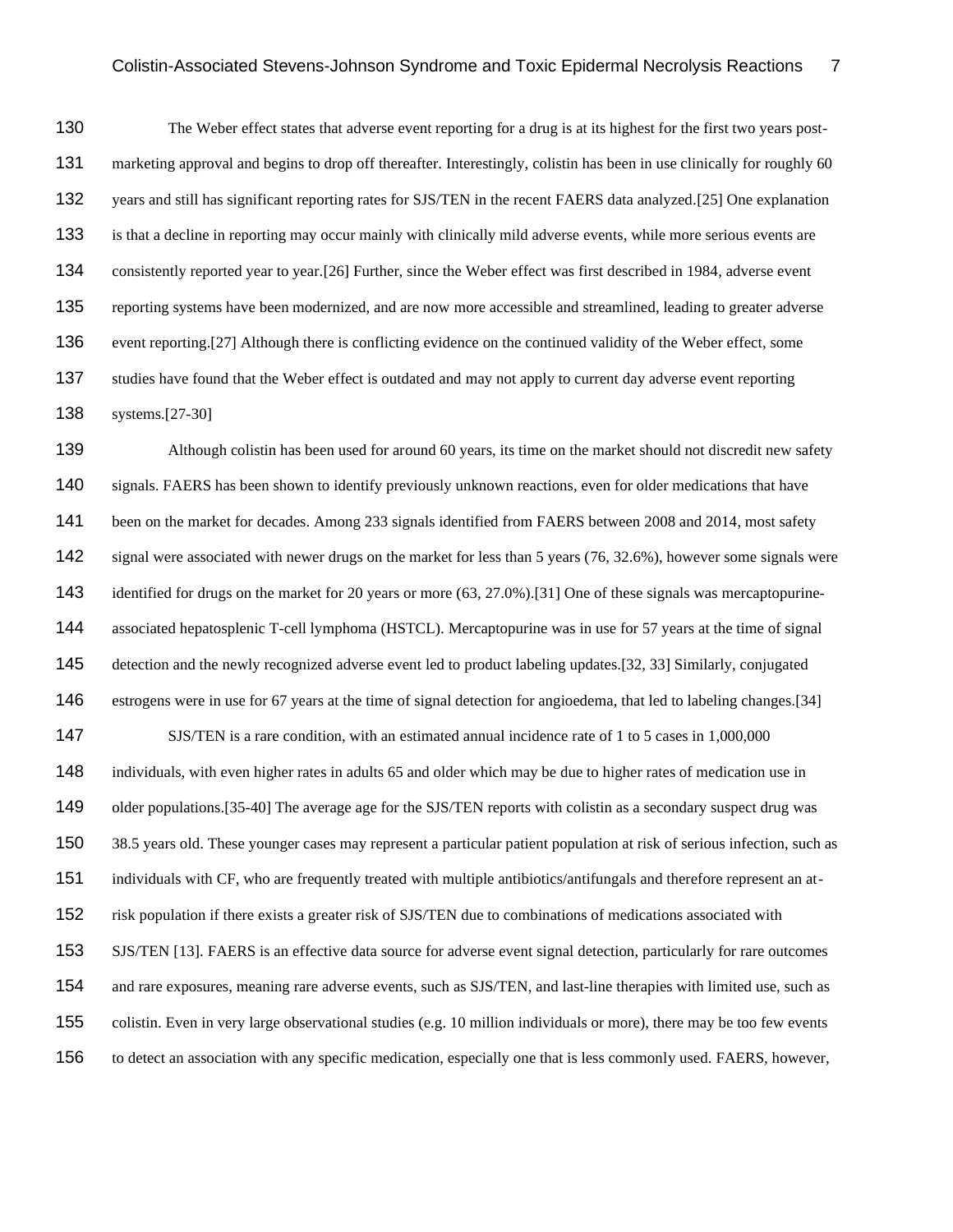The Weber effect states that adverse event reporting for a drug is at its highest for the first two years post-marketing approval and begins to drop off thereafter. Interestingly, colistin has been in use clinically for roughly 60 years and still has significant reporting rates for SJS/TEN in the recent FAERS data analyzed.[25] One explanation is that a decline in reporting may occur mainly with clinically mild adverse events, while more serious events are consistently reported year to year.[26] Further, since the Weber effect was first described in 1984, adverse event reporting systems have been modernized, and are now more accessible and streamlined, leading to greater adverse event reporting.[27] Although there is conflicting evidence on the continued validity of the Weber effect, some studies have found that the Weber effect is outdated and may not apply to current day adverse event reporting systems.[27-30]

Although colistin has been used for around 60 years, its time on the market should not discredit new safety signals. FAERS has been shown to identify previously unknown reactions, even for older medications that have been on the market for decades. Among 233 signals identified from FAERS between 2008 and 2014, most safety signal were associated with newer drugs on the market for less than 5 years (76, 32.6%), however some signals were identified for drugs on the market for 20 years or more (63, 27.0%).[31] One of these signals was mercaptopurine-associated hepatosplenic T-cell lymphoma (HSTCL). Mercaptopurine was in use for 57 years at the time of signal detection and the newly recognized adverse event led to product labeling updates.[32, 33] Similarly, conjugated estrogens were in use for 67 years at the time of signal detection for angioedema, that led to labeling changes.[34]

SJS/TEN is a rare condition, with an estimated annual incidence rate of 1 to 5 cases in 1,000,000 individuals, with even higher rates in adults 65 and older which may be due to higher rates of medication use in older populations.[35-40] The average age for the SJS/TEN reports with colistin as a secondary suspect drug was 38.5 years old. These younger cases may represent a particular patient population at risk of serious infection, such as individuals with CF, who are frequently treated with multiple antibiotics/antifungals and therefore represent an at-risk population if there exists a greater risk of SJS/TEN due to combinations of medications associated with SJS/TEN [13]. FAERS is an effective data source for adverse event signal detection, particularly for rare outcomes and rare exposures, meaning rare adverse events, such as SJS/TEN, and last-line therapies with limited use, such as colistin. Even in very large observational studies (e.g. 10 million individuals or more), there may be too few events to detect an association with any specific medication, especially one that is less commonly used. FAERS, however,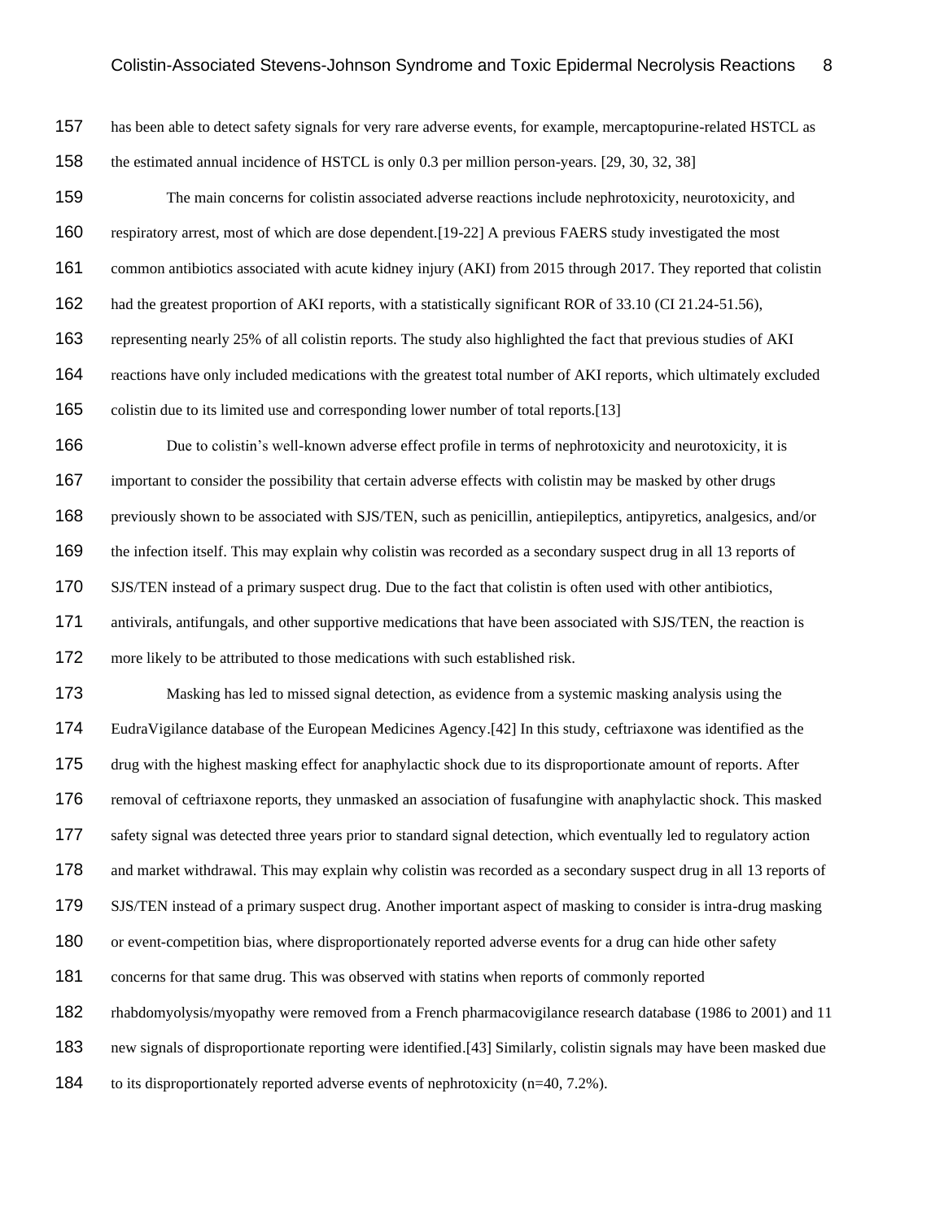has been able to detect safety signals for very rare adverse events, for example, mercaptopurine-related HSTCL as the estimated annual incidence of HSTCL is only 0.3 per million person-years. [29, 30, 32, 38]

The main concerns for colistin associated adverse reactions include nephrotoxicity, neurotoxicity, and respiratory arrest, most of which are dose dependent.[19-22] A previous FAERS study investigated the most common antibiotics associated with acute kidney injury (AKI) from 2015 through 2017. They reported that colistin had the greatest proportion of AKI reports, with a statistically significant ROR of 33.10 (CI 21.24-51.56), representing nearly 25% of all colistin reports. The study also highlighted the fact that previous studies of AKI reactions have only included medications with the greatest total number of AKI reports, which ultimately excluded colistin due to its limited use and corresponding lower number of total reports.[13]

Due to colistin's well-known adverse effect profile in terms of nephrotoxicity and neurotoxicity, it is important to consider the possibility that certain adverse effects with colistin may be masked by other drugs previously shown to be associated with SJS/TEN, such as penicillin, antiepileptics, antipyretics, analgesics, and/or the infection itself. This may explain why colistin was recorded as a secondary suspect drug in all 13 reports of SJS/TEN instead of a primary suspect drug. Due to the fact that colistin is often used with other antibiotics, antivirals, antifungals, and other supportive medications that have been associated with SJS/TEN, the reaction is more likely to be attributed to those medications with such established risk.

Masking has led to missed signal detection, as evidence from a systemic masking analysis using the EudraVigilance database of the European Medicines Agency.[42] In this study, ceftriaxone was identified as the drug with the highest masking effect for anaphylactic shock due to its disproportionate amount of reports. After removal of ceftriaxone reports, they unmasked an association of fusafungine with anaphylactic shock. This masked safety signal was detected three years prior to standard signal detection, which eventually led to regulatory action and market withdrawal. This may explain why colistin was recorded as a secondary suspect drug in all 13 reports of SJS/TEN instead of a primary suspect drug. Another important aspect of masking to consider is intra-drug masking or event-competition bias, where disproportionately reported adverse events for a drug can hide other safety concerns for that same drug. This was observed with statins when reports of commonly reported rhabdomyolysis/myopathy were removed from a French pharmacovigilance research database (1986 to 2001) and 11 new signals of disproportionate reporting were identified.[43] Similarly, colistin signals may have been masked due to its disproportionately reported adverse events of nephrotoxicity (n=40, 7.2%).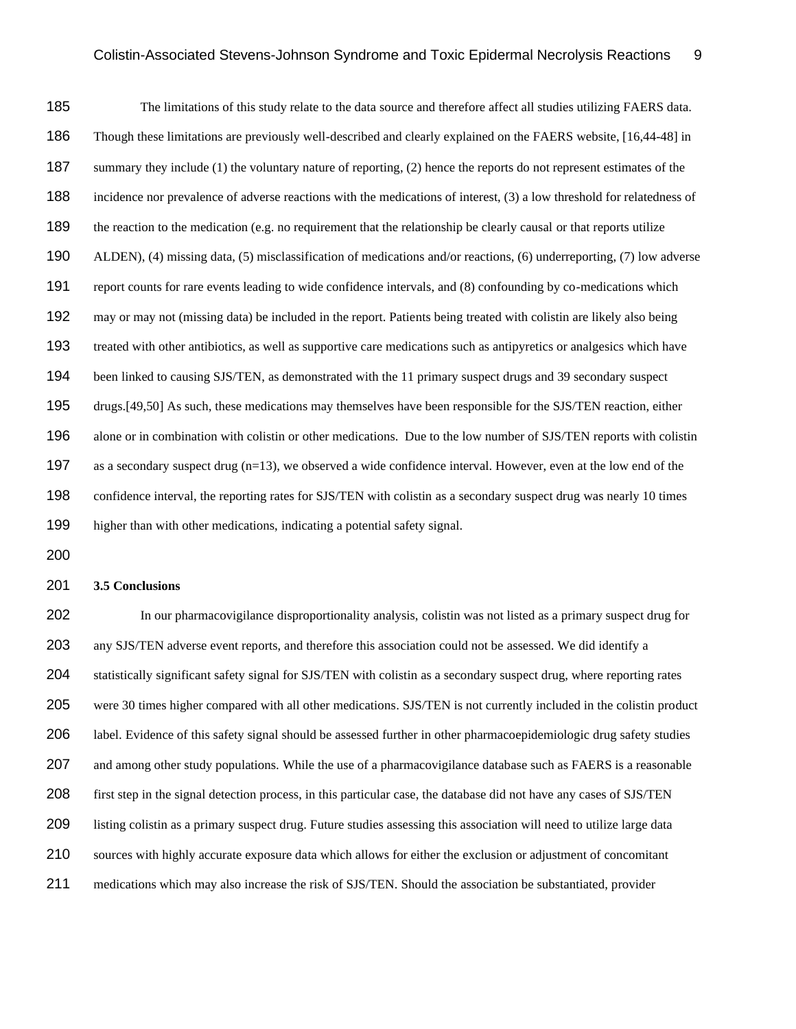The limitations of this study relate to the data source and therefore affect all studies utilizing FAERS data. Though these limitations are previously well-described and clearly explained on the FAERS website, [16,44-48] in summary they include (1) the voluntary nature of reporting, (2) hence the reports do not represent estimates of the incidence nor prevalence of adverse reactions with the medications of interest, (3) a low threshold for relatedness of the reaction to the medication (e.g. no requirement that the relationship be clearly causal or that reports utilize ALDEN), (4) missing data, (5) misclassification of medications and/or reactions, (6) underreporting, (7) low adverse report counts for rare events leading to wide confidence intervals, and (8) confounding by co-medications which may or may not (missing data) be included in the report. Patients being treated with colistin are likely also being treated with other antibiotics, as well as supportive care medications such as antipyretics or analgesics which have been linked to causing SJS/TEN, as demonstrated with the 11 primary suspect drugs and 39 secondary suspect drugs.[49,50] As such, these medications may themselves have been responsible for the SJS/TEN reaction, either alone or in combination with colistin or other medications. Due to the low number of SJS/TEN reports with colistin as a secondary suspect drug (n=13), we observed a wide confidence interval. However, even at the low end of the confidence interval, the reporting rates for SJS/TEN with colistin as a secondary suspect drug was nearly 10 times higher than with other medications, indicating a potential safety signal.

### 3.5 Conclusions

In our pharmacovigilance disproportionality analysis, colistin was not listed as a primary suspect drug for any SJS/TEN adverse event reports, and therefore this association could not be assessed. We did identify a statistically significant safety signal for SJS/TEN with colistin as a secondary suspect drug, where reporting rates were 30 times higher compared with all other medications. SJS/TEN is not currently included in the colistin product label. Evidence of this safety signal should be assessed further in other pharmacoepidemiologic drug safety studies and among other study populations. While the use of a pharmacovigilance database such as FAERS is a reasonable first step in the signal detection process, in this particular case, the database did not have any cases of SJS/TEN listing colistin as a primary suspect drug. Future studies assessing this association will need to utilize large data sources with highly accurate exposure data which allows for either the exclusion or adjustment of concomitant medications which may also increase the risk of SJS/TEN. Should the association be substantiated, provider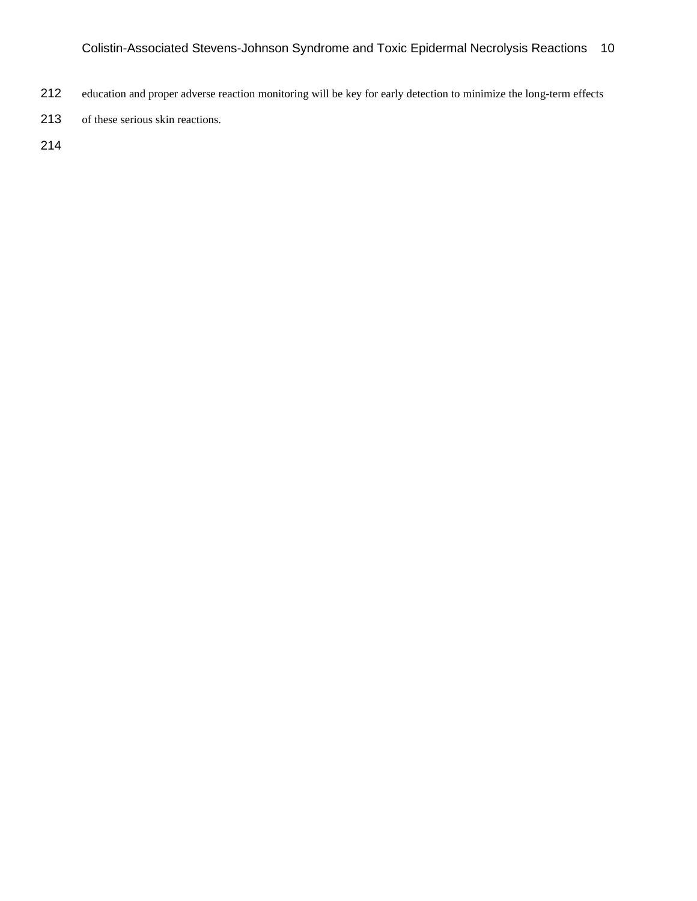education and proper adverse reaction monitoring will be key for early detection to minimize the long-term effects of these serious skin reactions.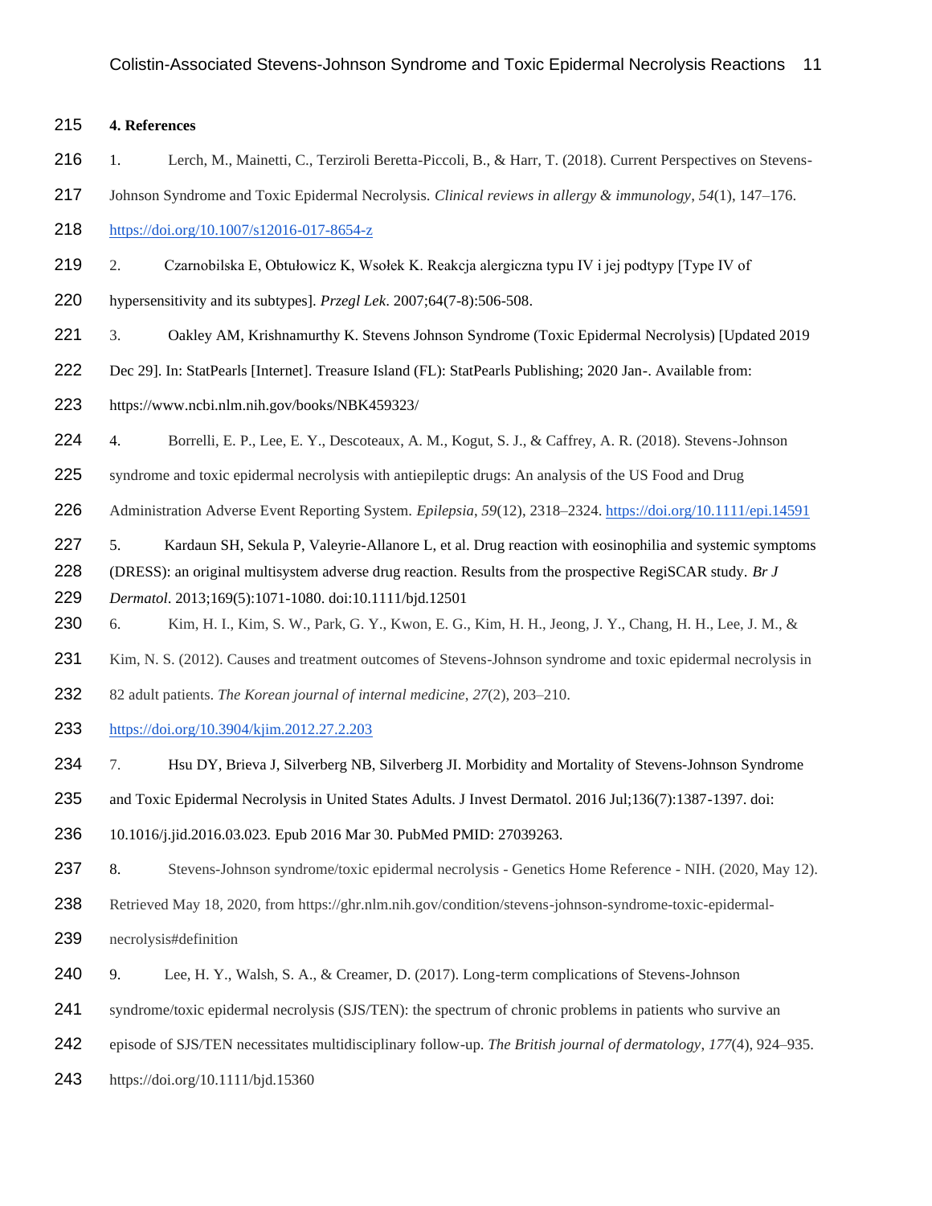### 4. References

1. Lerch, M., Mainetti, C., Terziroli Beretta-Piccoli, B., & Harr, T. (2018). Current Perspectives on Stevens-Johnson Syndrome and Toxic Epidermal Necrolysis. *Clinical reviews in allergy & immunology*, *54*(1), 147–176. https://doi.org/10.1007/s12016-017-8654-z

2. Czarnobilska E, Obtułowicz K, Wsołek K. Reakcja alergiczna typu IV i jej podtypy [Type IV of hypersensitivity and its subtypes]. *Przegl Lek*. 2007;64(7-8):506-508.

3. Oakley AM, Krishnamurthy K. Stevens Johnson Syndrome (Toxic Epidermal Necrolysis) [Updated 2019 Dec 29]. In: StatPearls [Internet]. Treasure Island (FL): StatPearls Publishing; 2020 Jan-. Available from: https://www.ncbi.nlm.nih.gov/books/NBK459323/

4. Borrelli, E. P., Lee, E. Y., Descoteaux, A. M., Kogut, S. J., & Caffrey, A. R. (2018). Stevens-Johnson syndrome and toxic epidermal necrolysis with antiepileptic drugs: An analysis of the US Food and Drug Administration Adverse Event Reporting System. *Epilepsia*, *59*(12), 2318–2324. https://doi.org/10.1111/epi.14591

5. Kardaun SH, Sekula P, Valeyrie-Allanore L, et al. Drug reaction with eosinophilia and systemic symptoms (DRESS): an original multisystem adverse drug reaction. Results from the prospective RegiSCAR study. *Br J Dermatol*. 2013;169(5):1071-1080. doi:10.1111/bjd.12501

6. Kim, H. I., Kim, S. W., Park, G. Y., Kwon, E. G., Kim, H. H., Jeong, J. Y., Chang, H. H., Lee, J. M., & Kim, N. S. (2012). Causes and treatment outcomes of Stevens-Johnson syndrome and toxic epidermal necrolysis in 82 adult patients. *The Korean journal of internal medicine*, *27*(2), 203–210. https://doi.org/10.3904/kjim.2012.27.2.203

7. Hsu DY, Brieva J, Silverberg NB, Silverberg JI. Morbidity and Mortality of Stevens-Johnson Syndrome and Toxic Epidermal Necrolysis in United States Adults. J Invest Dermatol. 2016 Jul;136(7):1387-1397. doi: 10.1016/j.jid.2016.03.023. Epub 2016 Mar 30. PubMed PMID: 27039263.

8. Stevens-Johnson syndrome/toxic epidermal necrolysis - Genetics Home Reference - NIH. (2020, May 12). Retrieved May 18, 2020, from https://ghr.nlm.nih.gov/condition/stevens-johnson-syndrome-toxic-epidermal-necrolysis#definition

9. Lee, H. Y., Walsh, S. A., & Creamer, D. (2017). Long-term complications of Stevens-Johnson syndrome/toxic epidermal necrolysis (SJS/TEN): the spectrum of chronic problems in patients who survive an episode of SJS/TEN necessitates multidisciplinary follow-up. *The British journal of dermatology*, *177*(4), 924–935. https://doi.org/10.1111/bjd.15360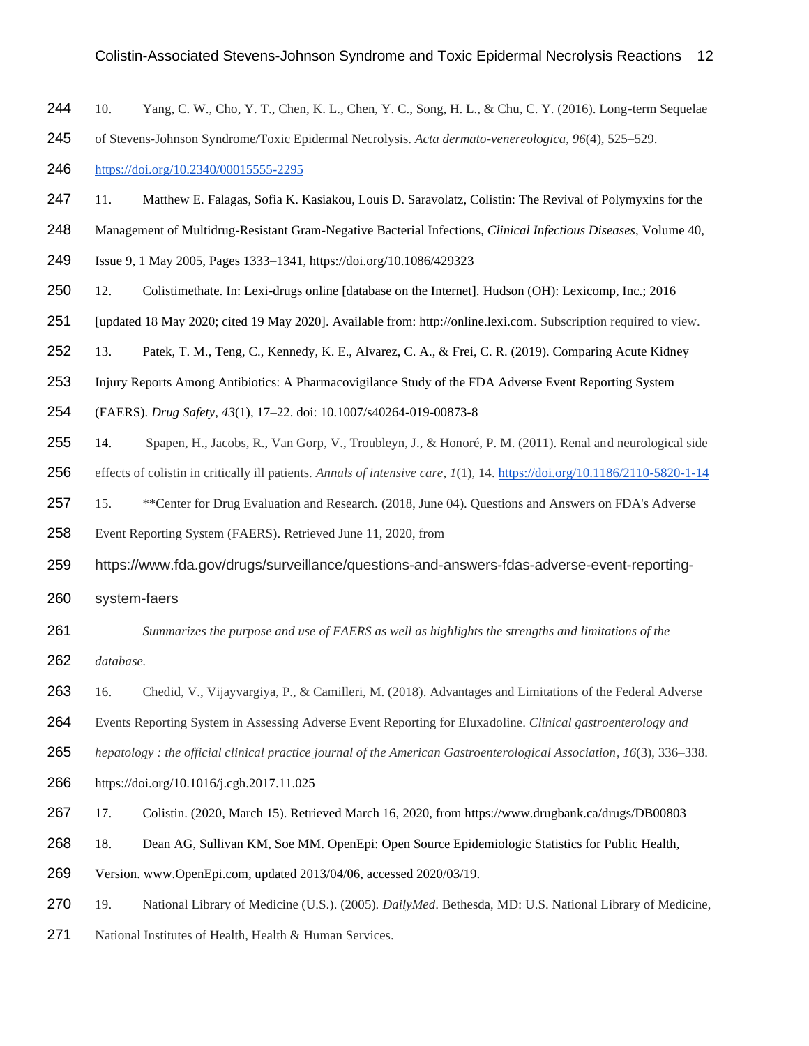10. Yang, C. W., Cho, Y. T., Chen, K. L., Chen, Y. C., Song, H. L., & Chu, C. Y. (2016). Long-term Sequelae of Stevens-Johnson Syndrome/Toxic Epidermal Necrolysis. *Acta dermato-venereologica*, *96*(4), 525–529. https://doi.org/10.2340/00015555-2295

11. Matthew E. Falagas, Sofia K. Kasiakou, Louis D. Saravolatz, Colistin: The Revival of Polymyxins for the Management of Multidrug-Resistant Gram-Negative Bacterial Infections, *Clinical Infectious Diseases*, Volume 40, Issue 9, 1 May 2005, Pages 1333–1341, https://doi.org/10.1086/429323

12. Colistimethate. In: Lexi-drugs online [database on the Internet]. Hudson (OH): Lexicomp, Inc.; 2016 [updated 18 May 2020; cited 19 May 2020]. Available from: http://online.lexi.com. Subscription required to view.

13. Patek, T. M., Teng, C., Kennedy, K. E., Alvarez, C. A., & Frei, C. R. (2019). Comparing Acute Kidney Injury Reports Among Antibiotics: A Pharmacovigilance Study of the FDA Adverse Event Reporting System (FAERS). *Drug Safety*, *43*(1), 17–22. doi: 10.1007/s40264-019-00873-8

14. Spapen, H., Jacobs, R., Van Gorp, V., Troubleyn, J., & Honoré, P. M. (2011). Renal and neurological side effects of colistin in critically ill patients. *Annals of intensive care*, *1*(1), 14. https://doi.org/10.1186/2110-5820-1-14

15. **Center for Drug Evaluation and Research. (2018, June 04). Questions and Answers on FDA's Adverse Event Reporting System (FAERS). Retrieved June 11, 2020, from https://www.fda.gov/drugs/surveillance/questions-and-answers-fdas-adverse-event-reporting-system-faers

    *Summarizes the purpose and use of FAERS as well as highlights the strengths and limitations of the database.*

16. Chedid, V., Vijayvargiya, P., & Camilleri, M. (2018). Advantages and Limitations of the Federal Adverse Events Reporting System in Assessing Adverse Event Reporting for Eluxadoline. *Clinical gastroenterology and hepatology : the official clinical practice journal of the American Gastroenterological Association*, *16*(3), 336–338. https://doi.org/10.1016/j.cgh.2017.11.025

17. Colistin. (2020, March 15). Retrieved March 16, 2020, from https://www.drugbank.ca/drugs/DB00803

18. Dean AG, Sullivan KM, Soe MM. OpenEpi: Open Source Epidemiologic Statistics for Public Health, Version. www.OpenEpi.com, updated 2013/04/06, accessed 2020/03/19.

19. National Library of Medicine (U.S.). (2005). *DailyMed*. Bethesda, MD: U.S. National Library of Medicine, National Institutes of Health, Health & Human Services.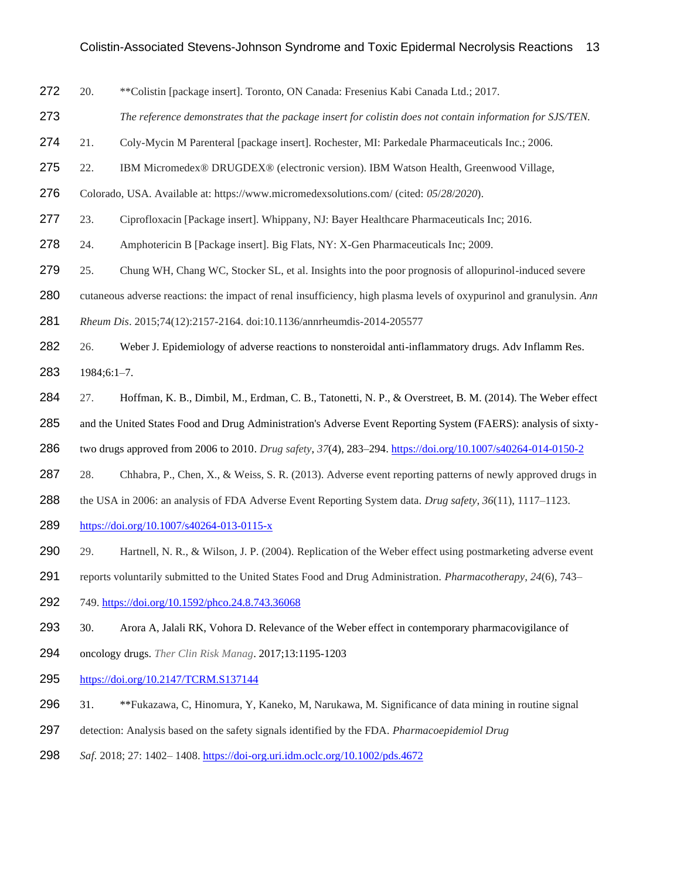20. **Colistin [package insert]. Toronto, ON Canada: Fresenius Kabi Canada Ltd.; 2017.

*The reference demonstrates that the package insert for colistin does not contain information for SJS/TEN.*

21. Coly-Mycin M Parenteral [package insert]. Rochester, MI: Parkedale Pharmaceuticals Inc.; 2006.

22. IBM Micromedex® DRUGDEX® (electronic version). IBM Watson Health, Greenwood Village, Colorado, USA. Available at: https://www.micromedexsolutions.com/ (cited: *05/28/2020*).

23. Ciprofloxacin [Package insert]. Whippany, NJ: Bayer Healthcare Pharmaceuticals Inc; 2016.

24. Amphotericin B [Package insert]. Big Flats, NY: X-Gen Pharmaceuticals Inc; 2009.

25. Chung WH, Chang WC, Stocker SL, et al. Insights into the poor prognosis of allopurinol-induced severe cutaneous adverse reactions: the impact of renal insufficiency, high plasma levels of oxypurinol and granulysin. *Ann Rheum Dis*. 2015;74(12):2157-2164. doi:10.1136/annrheumdis-2014-205577

26. Weber J. Epidemiology of adverse reactions to nonsteroidal anti-inflammatory drugs. Adv Inflamm Res. 1984;6:1–7.

27. Hoffman, K. B., Dimbil, M., Erdman, C. B., Tatonetti, N. P., & Overstreet, B. M. (2014). The Weber effect and the United States Food and Drug Administration's Adverse Event Reporting System (FAERS): analysis of sixty-two drugs approved from 2006 to 2010. *Drug safety*, *37*(4), 283–294. https://doi.org/10.1007/s40264-014-0150-2

28. Chhabra, P., Chen, X., & Weiss, S. R. (2013). Adverse event reporting patterns of newly approved drugs in the USA in 2006: an analysis of FDA Adverse Event Reporting System data. *Drug safety*, *36*(11), 1117–1123. https://doi.org/10.1007/s40264-013-0115-x

29. Hartnell, N. R., & Wilson, J. P. (2004). Replication of the Weber effect using postmarketing adverse event reports voluntarily submitted to the United States Food and Drug Administration. *Pharmacotherapy*, *24*(6), 743–749. https://doi.org/10.1592/phco.24.8.743.36068

30. Arora A, Jalali RK, Vohora D. Relevance of the Weber effect in contemporary pharmacovigilance of oncology drugs. *Ther Clin Risk Manag*. 2017;13:1195-1203 https://doi.org/10.2147/TCRM.S137144

31. **Fukazawa, C, Hinomura, Y, Kaneko, M, Narukawa, M. Significance of data mining in routine signal detection: Analysis based on the safety signals identified by the FDA. *Pharmacoepidemiol Drug Saf*. 2018; 27: 1402– 1408. https://doi-org.uri.idm.oclc.org/10.1002/pds.4672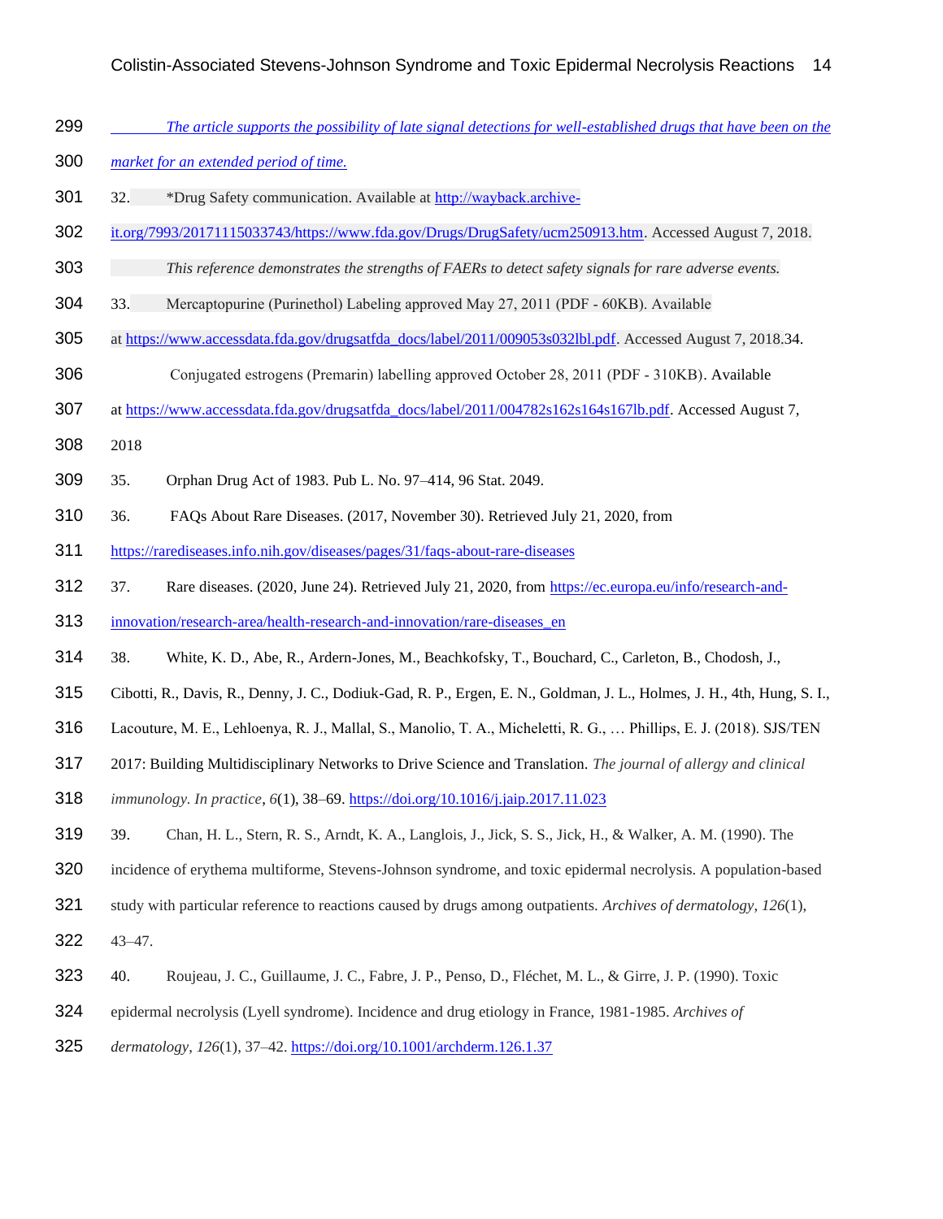*The article supports the possibility of late signal detections for well-established drugs that have been on the market for an extended period of time.*

32. *Drug Safety communication. Available at http://wayback.archive-it.org/7993/20171115033743/https://www.fda.gov/Drugs/DrugSafety/ucm250913.htm. Accessed August 7, 2018.

    *This reference demonstrates the strengths of FAERs to detect safety signals for rare adverse events.*

33. Mercaptopurine (Purinethol) Labeling approved May 27, 2011 (PDF - 60KB). Available at https://www.accessdata.fda.gov/drugsatfda_docs/label/2011/009053s032lbl.pdf. Accessed August 7, 2018.

34. Conjugated estrogens (Premarin) labelling approved October 28, 2011 (PDF - 310KB). Available at https://www.accessdata.fda.gov/drugsatfda_docs/label/2011/004782s162s164s167lb.pdf. Accessed August 7, 2018

35. Orphan Drug Act of 1983. Pub L. No. 97–414, 96 Stat. 2049.

36. FAQs About Rare Diseases. (2017, November 30). Retrieved July 21, 2020, from https://rarediseases.info.nih.gov/diseases/pages/31/faqs-about-rare-diseases

37. Rare diseases. (2020, June 24). Retrieved July 21, 2020, from https://ec.europa.eu/info/research-and-innovation/research-area/health-research-and-innovation/rare-diseases_en

38. White, K. D., Abe, R., Ardern-Jones, M., Beachkofsky, T., Bouchard, C., Carleton, B., Chodosh, J., Cibotti, R., Davis, R., Denny, J. C., Dodiuk-Gad, R. P., Ergen, E. N., Goldman, J. L., Holmes, J. H., 4th, Hung, S. I., Lacouture, M. E., Lehloenya, R. J., Mallal, S., Manolio, T. A., Micheletti, R. G., … Phillips, E. J. (2018). SJS/TEN 2017: Building Multidisciplinary Networks to Drive Science and Translation. *The journal of allergy and clinical immunology. In practice*, *6*(1), 38–69. https://doi.org/10.1016/j.jaip.2017.11.023

39. Chan, H. L., Stern, R. S., Arndt, K. A., Langlois, J., Jick, S. S., Jick, H., & Walker, A. M. (1990). The incidence of erythema multiforme, Stevens-Johnson syndrome, and toxic epidermal necrolysis. A population-based study with particular reference to reactions caused by drugs among outpatients. *Archives of dermatology*, *126*(1), 43–47.

40. Roujeau, J. C., Guillaume, J. C., Fabre, J. P., Penso, D., Fléchet, M. L., & Girre, J. P. (1990). Toxic epidermal necrolysis (Lyell syndrome). Incidence and drug etiology in France, 1981-1985. *Archives of dermatology*, *126*(1), 37–42. https://doi.org/10.1001/archderm.126.1.37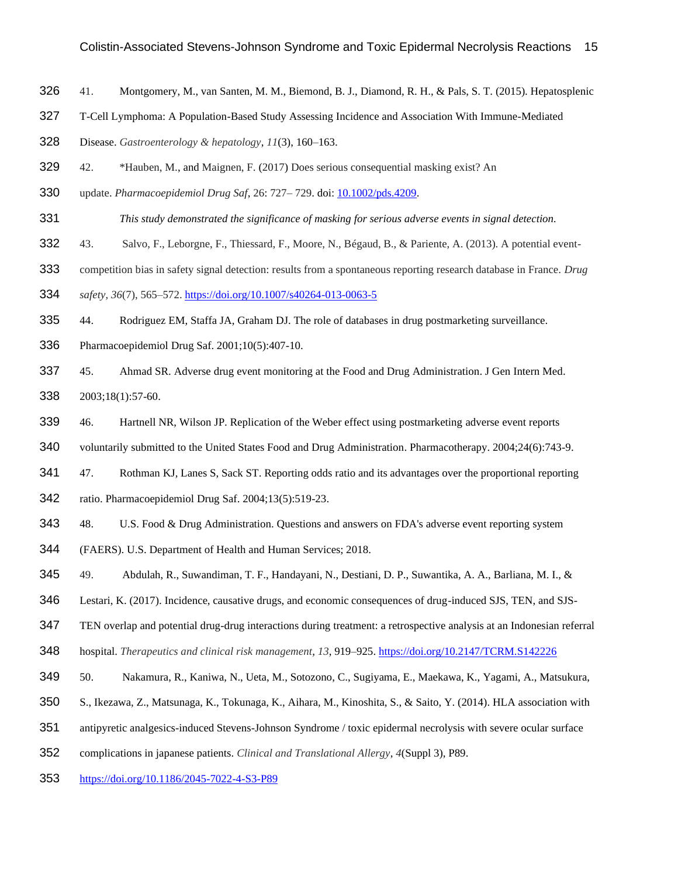41. Montgomery, M., van Santen, M. M., Biemond, B. J., Diamond, R. H., & Pals, S. T. (2015). Hepatosplenic T-Cell Lymphoma: A Population-Based Study Assessing Incidence and Association With Immune-Mediated Disease. *Gastroenterology & hepatology*, *11*(3), 160–163.

42. *Hauben, M., and Maignen, F. (2017) Does serious consequential masking exist? An update. *Pharmacoepidemiol Drug Saf*, 26: 727– 729. doi: 10.1002/pds.4209.

*This study demonstrated the significance of masking for serious adverse events in signal detection.*

43. Salvo, F., Leborgne, F., Thiessard, F., Moore, N., Bégaud, B., & Pariente, A. (2013). A potential event-competition bias in safety signal detection: results from a spontaneous reporting research database in France. *Drug safety*, *36*(7), 565–572. https://doi.org/10.1007/s40264-013-0063-5

44. Rodriguez EM, Staffa JA, Graham DJ. The role of databases in drug postmarketing surveillance. Pharmacoepidemiol Drug Saf. 2001;10(5):407-10.

45. Ahmad SR. Adverse drug event monitoring at the Food and Drug Administration. J Gen Intern Med. 2003;18(1):57-60.

46. Hartnell NR, Wilson JP. Replication of the Weber effect using postmarketing adverse event reports voluntarily submitted to the United States Food and Drug Administration. Pharmacotherapy. 2004;24(6):743-9.

47. Rothman KJ, Lanes S, Sack ST. Reporting odds ratio and its advantages over the proportional reporting ratio. Pharmacoepidemiol Drug Saf. 2004;13(5):519-23.

48. U.S. Food & Drug Administration. Questions and answers on FDA's adverse event reporting system (FAERS). U.S. Department of Health and Human Services; 2018.

49. Abdulah, R., Suwandiman, T. F., Handayani, N., Destiani, D. P., Suwantika, A. A., Barliana, M. I., & Lestari, K. (2017). Incidence, causative drugs, and economic consequences of drug-induced SJS, TEN, and SJS-TEN overlap and potential drug-drug interactions during treatment: a retrospective analysis at an Indonesian referral hospital. *Therapeutics and clinical risk management*, *13*, 919–925. https://doi.org/10.2147/TCRM.S142226

50. Nakamura, R., Kaniwa, N., Ueta, M., Sotozono, C., Sugiyama, E., Maekawa, K., Yagami, A., Matsukura, S., Ikezawa, Z., Matsunaga, K., Tokunaga, K., Aihara, M., Kinoshita, S., & Saito, Y. (2014). HLA association with antipyretic analgesics-induced Stevens-Johnson Syndrome / toxic epidermal necrolysis with severe ocular surface complications in japanese patients. *Clinical and Translational Allergy*, *4*(Suppl 3), P89. https://doi.org/10.1186/2045-7022-4-S3-P89